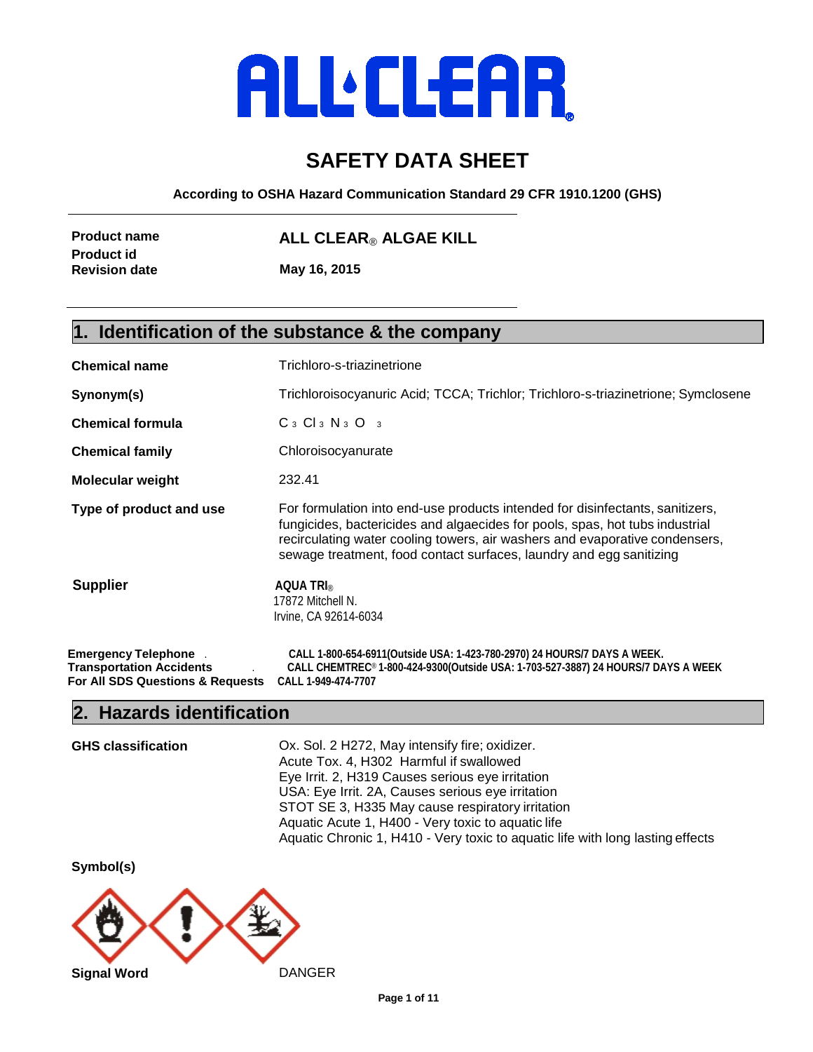# ALL CLEAR®

# SAFETY DATA SHEET

**According to OSHA Hazard Communication Standard 29 CFR 1910.1200 (GHS)**

| | |
|---|---|
| **Product name** | **ALL CLEAR® ALGAE KILL** |
| **Product id** | |
| **Revision date** | **May 16, 2015** |

## 1. Identification of the substance & the company

**Chemical name** Trichloro-s-triazinetrione

**Synonym(s)** Trichloroisocyanuric Acid; TCCA; Trichlor; Trichloro-s-triazinetrione; Symclosene

**Chemical formula** $C_3Cl_3N_3O_3$

**Chemical family** Chloroisocyanurate

**Molecular weight** 232.41

**Type of product and use** For formulation into end-use products intended for disinfectants, sanitizers, fungicides, bactericides and algaecides for pools, spas, hot tubs industrial recirculating water cooling towers, air washers and evaporative condensers, sewage treatment, food contact surfaces, laundry and egg sanitizing

**Supplier**
**AQUA TRI®**
17872 Mitchell N.
Irvine, CA 92614-6034

**Emergency Telephone** CALL 1-800-654-6911(Outside USA: 1-423-780-2970) 24 HOURS/7 DAYS A WEEK.
**Transportation Accidents** CALL CHEMTREC® 1-800-424-9300(Outside USA: 1-703-527-3887) 24 HOURS/7 DAYS A WEEK
**For All SDS Questions & Requests** CALL 1-949-474-7707

## 2. Hazards identification

**GHS classification**

Ox. Sol. 2 H272, May intensify fire; oxidizer.
Acute Tox. 4, H302 Harmful if swallowed
Eye Irrit. 2, H319 Causes serious eye irritation
USA: Eye Irrit. 2A, Causes serious eye irritation
STOT SE 3, H335 May cause respiratory irritation
Aquatic Acute 1, H400 - Very toxic to aquatic life
Aquatic Chronic 1, H410 - Very toxic to aquatic life with long lasting effects

**Symbol(s)**

**Signal Word** DANGER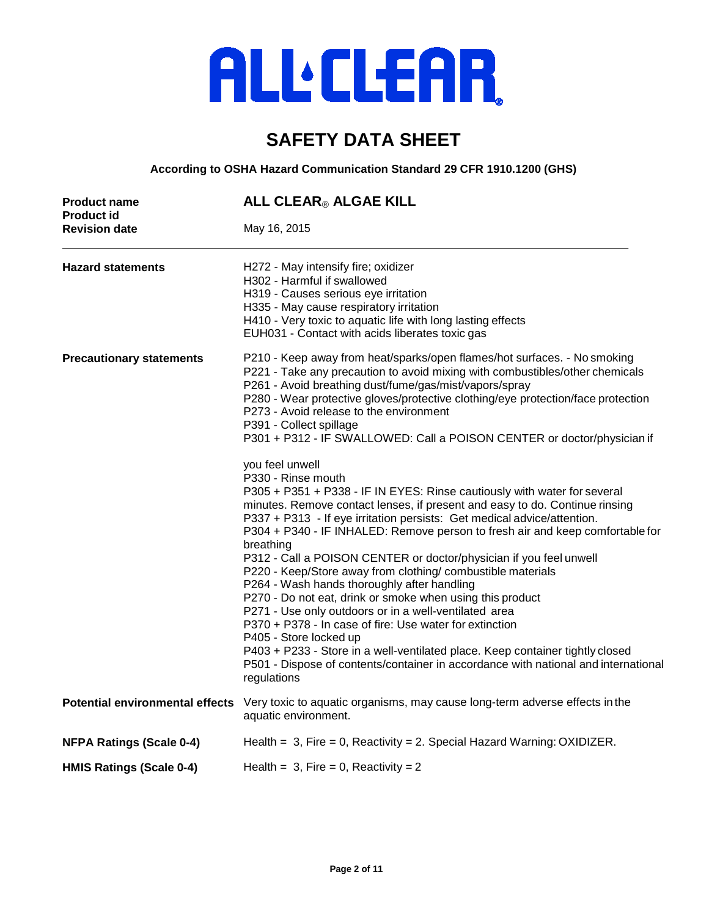# ALL·CLEAR®

# SAFETY DATA SHEET

**According to OSHA Hazard Communication Standard 29 CFR 1910.1200 (GHS)**

| | |
|---|---|
| **Product name** | **ALL CLEAR® ALGAE KILL** |
| **Product id** | |
| **Revision date** | May 16, 2015 |

---

**Hazard statements**

H272 - May intensify fire; oxidizer
H302 - Harmful if swallowed
H319 - Causes serious eye irritation
H335 - May cause respiratory irritation
H410 - Very toxic to aquatic life with long lasting effects
EUH031 - Contact with acids liberates toxic gas

**Precautionary statements**

P210 - Keep away from heat/sparks/open flames/hot surfaces. - No smoking
P221 - Take any precaution to avoid mixing with combustibles/other chemicals
P261 - Avoid breathing dust/fume/gas/mist/vapors/spray
P280 - Wear protective gloves/protective clothing/eye protection/face protection
P273 - Avoid release to the environment
P391 - Collect spillage
P301 + P312 - IF SWALLOWED: Call a POISON CENTER or doctor/physician if

you feel unwell
P330 - Rinse mouth
P305 + P351 + P338 - IF IN EYES: Rinse cautiously with water for several minutes. Remove contact lenses, if present and easy to do. Continue rinsing
P337 + P313 - If eye irritation persists: Get medical advice/attention.
P304 + P340 - IF INHALED: Remove person to fresh air and keep comfortable for breathing
P312 - Call a POISON CENTER or doctor/physician if you feel unwell
P220 - Keep/Store away from clothing/ combustible materials
P264 - Wash hands thoroughly after handling
P270 - Do not eat, drink or smoke when using this product
P271 - Use only outdoors or in a well-ventilated area
P370 + P378 - In case of fire: Use water for extinction
P405 - Store locked up
P403 + P233 - Store in a well-ventilated place. Keep container tightly closed
P501 - Dispose of contents/container in accordance with national and international regulations

**Potential environmental effects**

Very toxic to aquatic organisms, may cause long-term adverse effects in the aquatic environment.

**NFPA Ratings (Scale 0-4)**

Health = 3, Fire = 0, Reactivity = 2. Special Hazard Warning: OXIDIZER.

**HMIS Ratings (Scale 0-4)**

Health = 3, Fire = 0, Reactivity = 2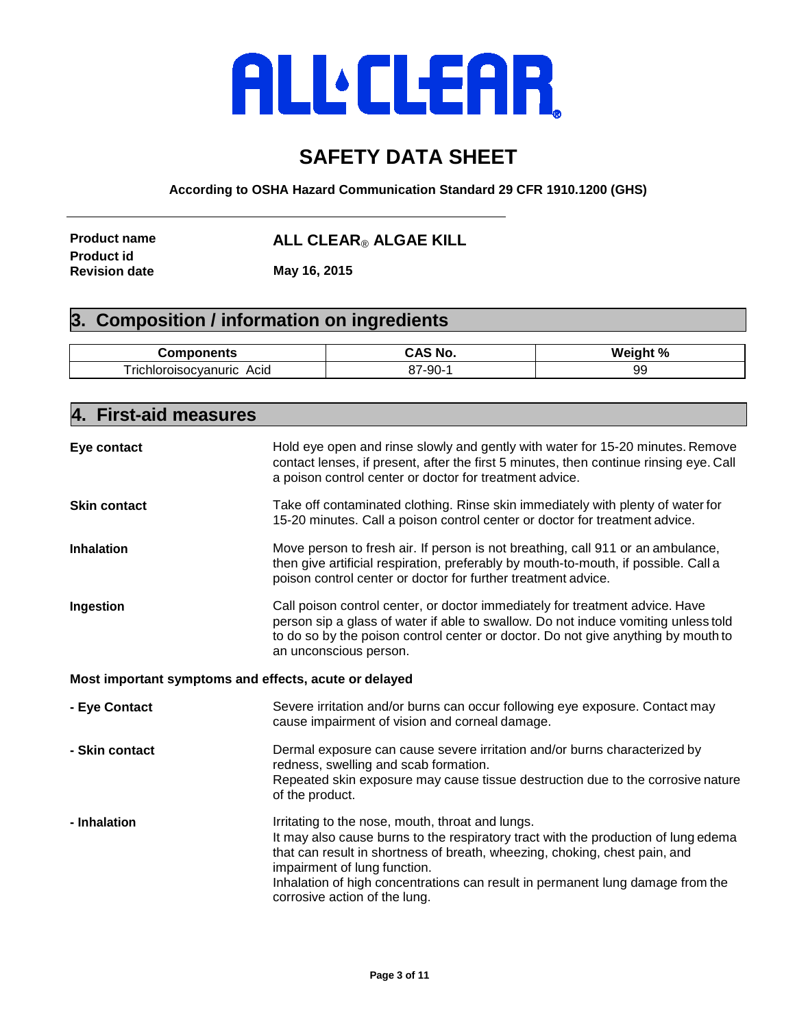ALL CLEAR®

# SAFETY DATA SHEET

**According to OSHA Hazard Communication Standard 29 CFR 1910.1200 (GHS)**

---

**Product name** **ALL CLEAR® ALGAE KILL**
**Product id**
**Revision date** **May 16, 2015**

## 3. Composition / information on ingredients

| Components | CAS No. | Weight % |
| --- | --- | --- |
| Trichloroisocyanuric Acid | 87-90-1 | 99 |

## 4. First-aid measures

**Eye contact**
Hold eye open and rinse slowly and gently with water for 15-20 minutes. Remove contact lenses, if present, after the first 5 minutes, then continue rinsing eye. Call a poison control center or doctor for treatment advice.

**Skin contact**
Take off contaminated clothing. Rinse skin immediately with plenty of water for 15-20 minutes. Call a poison control center or doctor for treatment advice.

**Inhalation**
Move person to fresh air. If person is not breathing, call 911 or an ambulance, then give artificial respiration, preferably by mouth-to-mouth, if possible. Call a poison control center or doctor for further treatment advice.

**Ingestion**
Call poison control center, or doctor immediately for treatment advice. Have person sip a glass of water if able to swallow. Do not induce vomiting unless told to do so by the poison control center or doctor. Do not give anything by mouth to an unconscious person.

**Most important symptoms and effects, acute or delayed**

**- Eye Contact**
Severe irritation and/or burns can occur following eye exposure. Contact may cause impairment of vision and corneal damage.

**- Skin contact**
Dermal exposure can cause severe irritation and/or burns characterized by redness, swelling and scab formation.
Repeated skin exposure may cause tissue destruction due to the corrosive nature of the product.

**- Inhalation**
Irritating to the nose, mouth, throat and lungs.
It may also cause burns to the respiratory tract with the production of lung edema that can result in shortness of breath, wheezing, choking, chest pain, and impairment of lung function.
Inhalation of high concentrations can result in permanent lung damage from the corrosive action of the lung.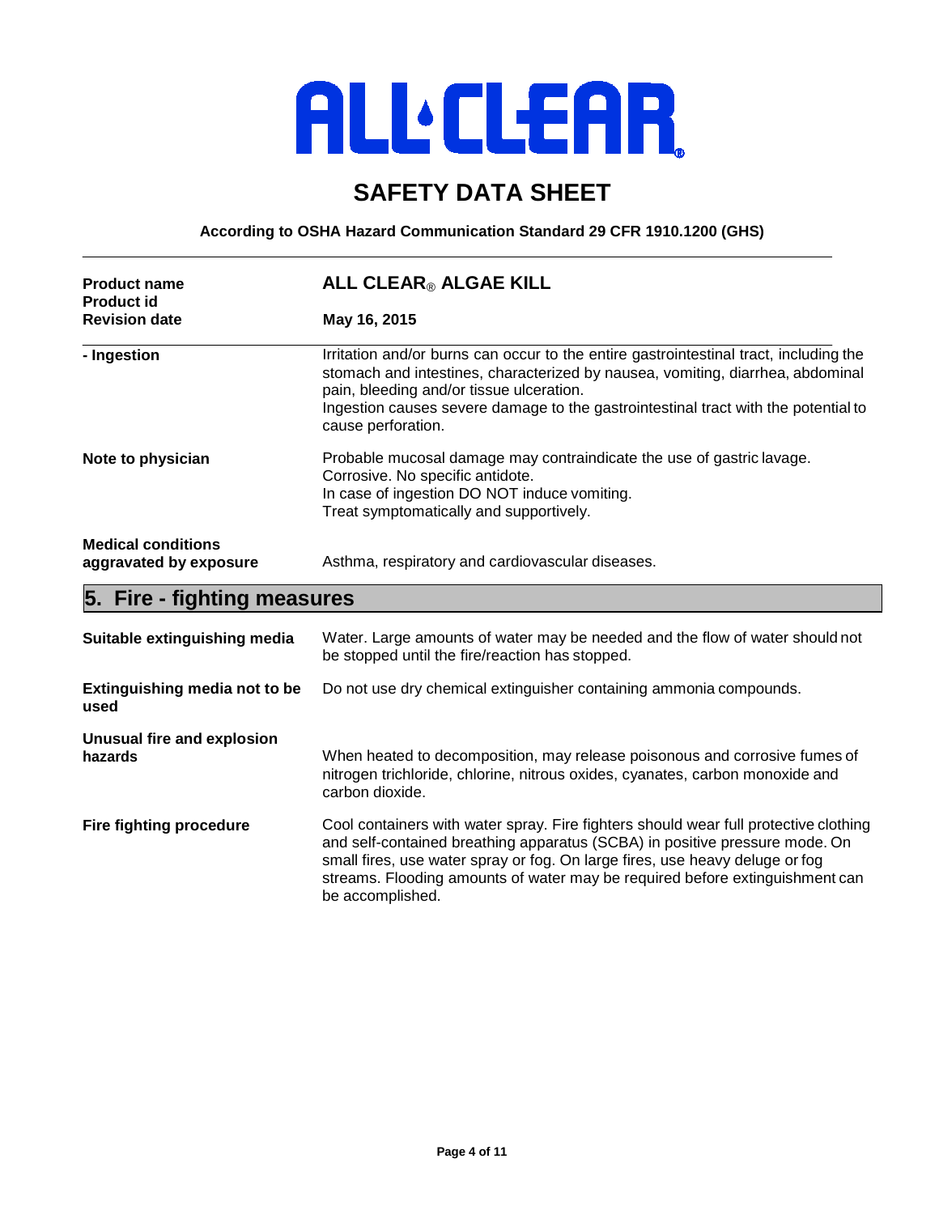ALL CLEAR®

# SAFETY DATA SHEET

**According to OSHA Hazard Communication Standard 29 CFR 1910.1200 (GHS)**

| | |
|---|---|
| **Product name** | **ALL CLEAR® ALGAE KILL** |
| **Product id** | |
| **Revision date** | **May 16, 2015** |

| | |
|---|---|
| **- Ingestion** | Irritation and/or burns can occur to the entire gastrointestinal tract, including the stomach and intestines, characterized by nausea, vomiting, diarrhea, abdominal pain, bleeding and/or tissue ulceration. Ingestion causes severe damage to the gastrointestinal tract with the potential to cause perforation. |
| **Note to physician** | Probable mucosal damage may contraindicate the use of gastric lavage. Corrosive. No specific antidote. In case of ingestion DO NOT induce vomiting. Treat symptomatically and supportively. |
| **Medical conditions aggravated by exposure** | Asthma, respiratory and cardiovascular diseases. |

## 5. Fire - fighting measures

| | |
|---|---|
| **Suitable extinguishing media** | Water. Large amounts of water may be needed and the flow of water should not be stopped until the fire/reaction has stopped. |
| **Extinguishing media not to be used** | Do not use dry chemical extinguisher containing ammonia compounds. |
| **Unusual fire and explosion hazards** | When heated to decomposition, may release poisonous and corrosive fumes of nitrogen trichloride, chlorine, nitrous oxides, cyanates, carbon monoxide and carbon dioxide. |
| **Fire fighting procedure** | Cool containers with water spray. Fire fighters should wear full protective clothing and self-contained breathing apparatus (SCBA) in positive pressure mode. On small fires, use water spray or fog. On large fires, use heavy deluge or fog streams. Flooding amounts of water may be required before extinguishment can be accomplished. |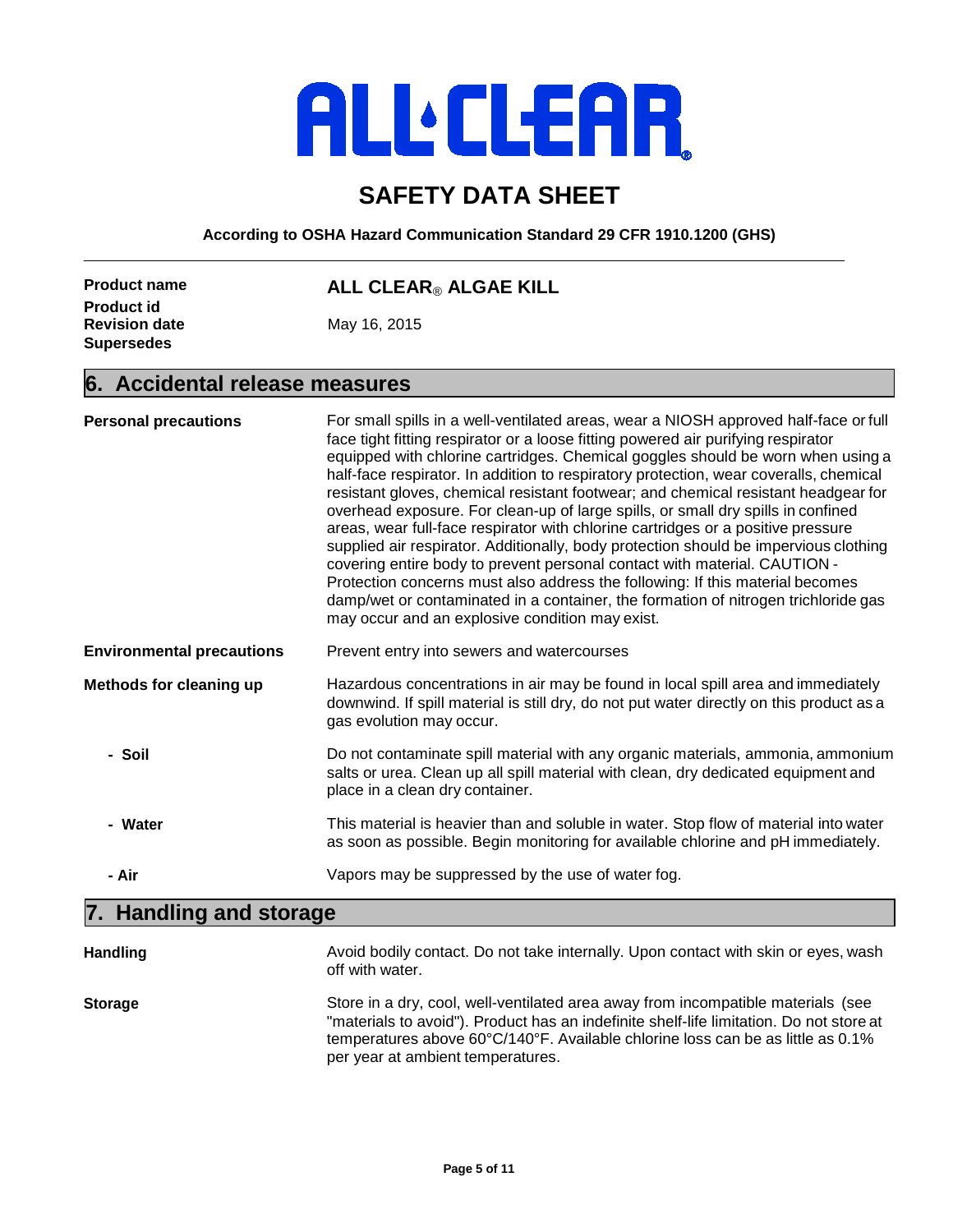# ALL CLEAR

# SAFETY DATA SHEET

**According to OSHA Hazard Communication Standard 29 CFR 1910.1200 (GHS)**

| | |
|---|---|
| **Product name** | **ALL CLEAR® ALGAE KILL** |
| **Product id** | |
| **Revision date** | May 16, 2015 |
| **Supersedes** | |

## 6. Accidental release measures

**Personal precautions**

For small spills in a well-ventilated areas, wear a NIOSH approved half-face or full face tight fitting respirator or a loose fitting powered air purifying respirator equipped with chlorine cartridges. Chemical goggles should be worn when using a half-face respirator. In addition to respiratory protection, wear coveralls, chemical resistant gloves, chemical resistant footwear; and chemical resistant headgear for overhead exposure. For clean-up of large spills, or small dry spills in confined areas, wear full-face respirator with chlorine cartridges or a positive pressure supplied air respirator. Additionally, body protection should be impervious clothing covering entire body to prevent personal contact with material. CAUTION - Protection concerns must also address the following: If this material becomes damp/wet or contaminated in a container, the formation of nitrogen trichloride gas may occur and an explosive condition may exist.

**Environmental precautions**

Prevent entry into sewers and watercourses

**Methods for cleaning up**

Hazardous concentrations in air may be found in local spill area and immediately downwind. If spill material is still dry, do not put water directly on this product as a gas evolution may occur.

- **Soil**: Do not contaminate spill material with any organic materials, ammonia, ammonium salts or urea. Clean up all spill material with clean, dry dedicated equipment and place in a clean dry container.
- **Water**: This material is heavier than and soluble in water. Stop flow of material into water as soon as possible. Begin monitoring for available chlorine and pH immediately.
- **Air**: Vapors may be suppressed by the use of water fog.

## 7. Handling and storage

**Handling**

Avoid bodily contact. Do not take internally. Upon contact with skin or eyes, wash off with water.

**Storage**

Store in a dry, cool, well-ventilated area away from incompatible materials (see "materials to avoid"). Product has an indefinite shelf-life limitation. Do not store at temperatures above 60°C/140°F. Available chlorine loss can be as little as 0.1% per year at ambient temperatures.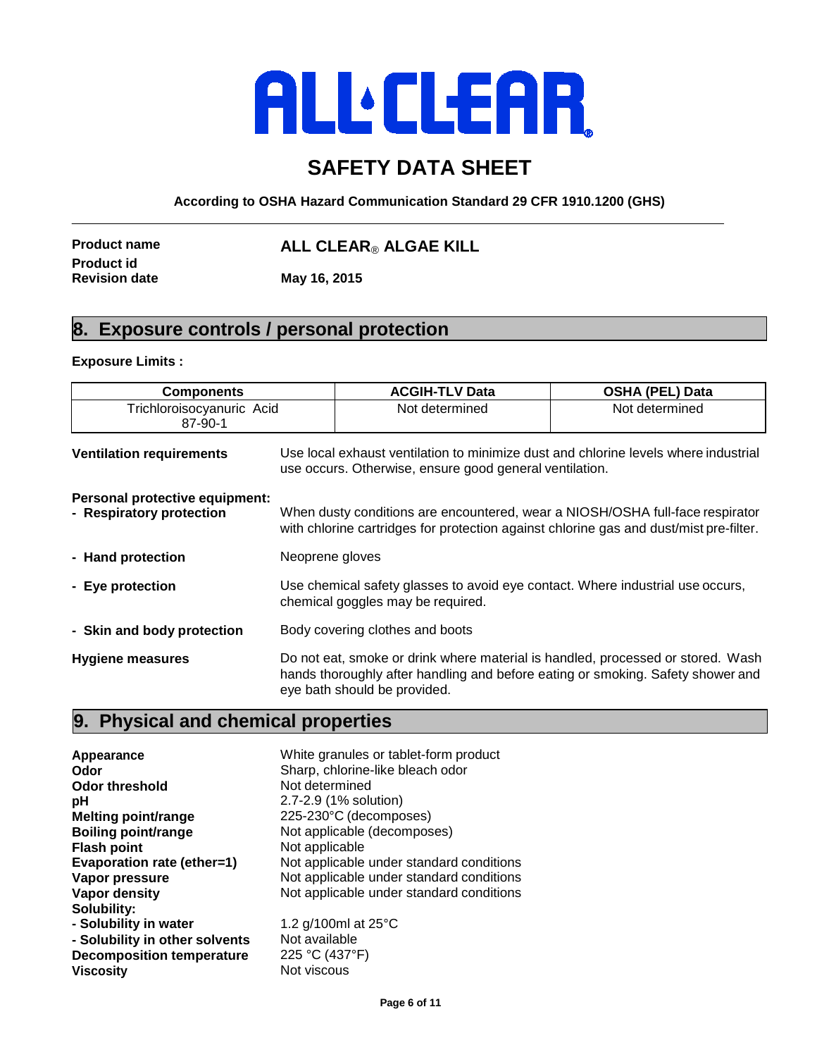# ALL CLEAR

## SAFETY DATA SHEET

**According to OSHA Hazard Communication Standard 29 CFR 1910.1200 (GHS)**

| | |
|---|---|
| **Product name** | **ALL CLEAR® ALGAE KILL** |
| **Product id** | |
| **Revision date** | **May 16, 2015** |

## 8. Exposure controls / personal protection

**Exposure Limits :**

| Components | ACGIH-TLV Data | OSHA (PEL) Data |
|---|---|---|
| Trichloroisocyanuric Acid 87-90-1 | Not determined | Not determined |

**Ventilation requirements** — Use local exhaust ventilation to minimize dust and chlorine levels where industrial use occurs. Otherwise, ensure good general ventilation.

**Personal protective equipment:**

- **Respiratory protection** — When dusty conditions are encountered, wear a NIOSH/OSHA full-face respirator with chlorine cartridges for protection against chlorine gas and dust/mist pre-filter.
- **Hand protection** — Neoprene gloves
- **Eye protection** — Use chemical safety glasses to avoid eye contact. Where industrial use occurs, chemical goggles may be required.
- **Skin and body protection** — Body covering clothes and boots

**Hygiene measures** — Do not eat, smoke or drink where material is handled, processed or stored. Wash hands thoroughly after handling and before eating or smoking. Safety shower and eye bath should be provided.

## 9. Physical and chemical properties

| | |
|---|---|
| **Appearance** | White granules or tablet-form product |
| **Odor** | Sharp, chlorine-like bleach odor |
| **Odor threshold** | Not determined |
| **pH** | 2.7-2.9 (1% solution) |
| **Melting point/range** | 225-230°C (decomposes) |
| **Boiling point/range** | Not applicable (decomposes) |
| **Flash point** | Not applicable |
| **Evaporation rate (ether=1)** | Not applicable under standard conditions |
| **Vapor pressure** | Not applicable under standard conditions |
| **Vapor density** | Not applicable under standard conditions |
| **Solubility:** | |
| **- Solubility in water** | 1.2 g/100ml at 25°C |
| **- Solubility in other solvents** | Not available |
| **Decomposition temperature** | 225 °C (437°F) |
| **Viscosity** | Not viscous |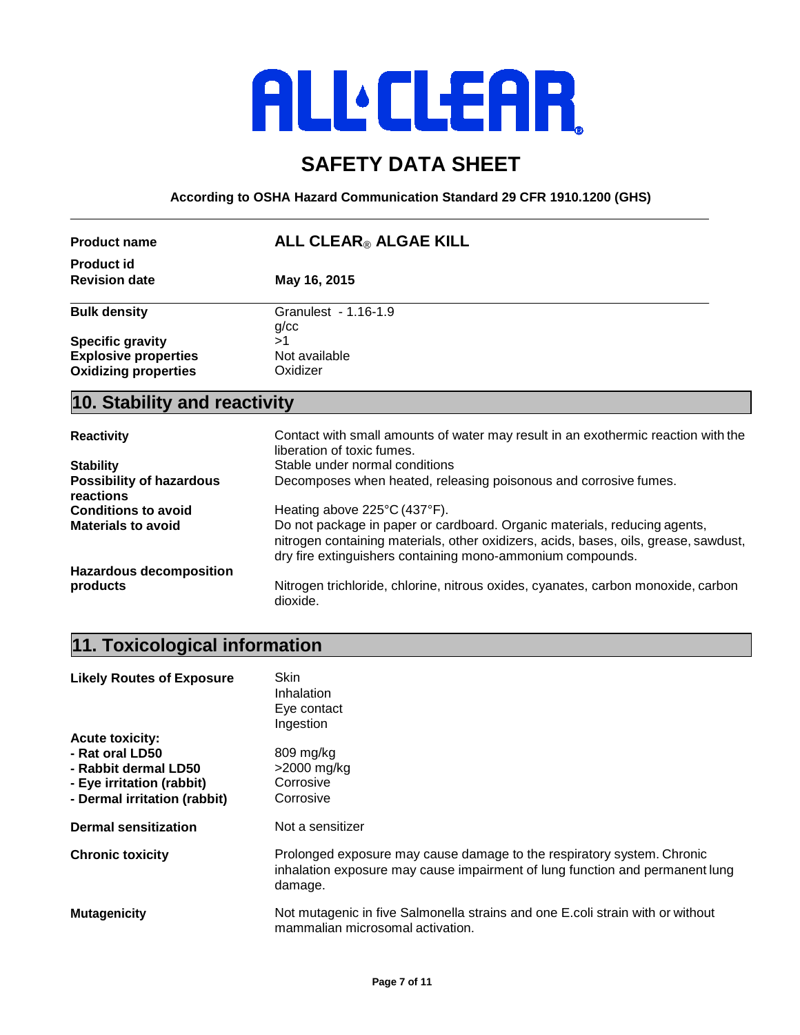ALL CLEAR

# SAFETY DATA SHEET

**According to OSHA Hazard Communication Standard 29 CFR 1910.1200 (GHS)**

---

| | |
|---|---|
| **Product name** | **ALL CLEAR® ALGAE KILL** |
| **Product id** | |
| **Revision date** | **May 16, 2015** |

---

| | |
|---|---|
| **Bulk density** | Granulest - 1.16-1.9 g/cc |
| **Specific gravity** | >1 |
| **Explosive properties** | Not available |
| **Oxidizing properties** | Oxidizer |

## 10. Stability and reactivity

| | |
|---|---|
| **Reactivity** | Contact with small amounts of water may result in an exothermic reaction with the liberation of toxic fumes. |
| **Stability** | Stable under normal conditions |
| **Possibility of hazardous reactions** | Decomposes when heated, releasing poisonous and corrosive fumes. |
| **Conditions to avoid** | Heating above 225°C (437°F). |
| **Materials to avoid** | Do not package in paper or cardboard. Organic materials, reducing agents, nitrogen containing materials, other oxidizers, acids, bases, oils, grease, sawdust, dry fire extinguishers containing mono-ammonium compounds. |
| **Hazardous decomposition products** | Nitrogen trichloride, chlorine, nitrous oxides, cyanates, carbon monoxide, carbon dioxide. |

## 11. Toxicological information

| | |
|---|---|
| **Likely Routes of Exposure** | Skin<br>Inhalation<br>Eye contact<br>Ingestion |
| **Acute toxicity:** | |
| **- Rat oral LD50** | 809 mg/kg |
| **- Rabbit dermal LD50** | >2000 mg/kg |
| **- Eye irritation (rabbit)** | Corrosive |
| **- Dermal irritation (rabbit)** | Corrosive |
| **Dermal sensitization** | Not a sensitizer |
| **Chronic toxicity** | Prolonged exposure may cause damage to the respiratory system. Chronic inhalation exposure may cause impairment of lung function and permanent lung damage. |
| **Mutagenicity** | Not mutagenic in five Salmonella strains and one E.coli strain with or without mammalian microsomal activation. |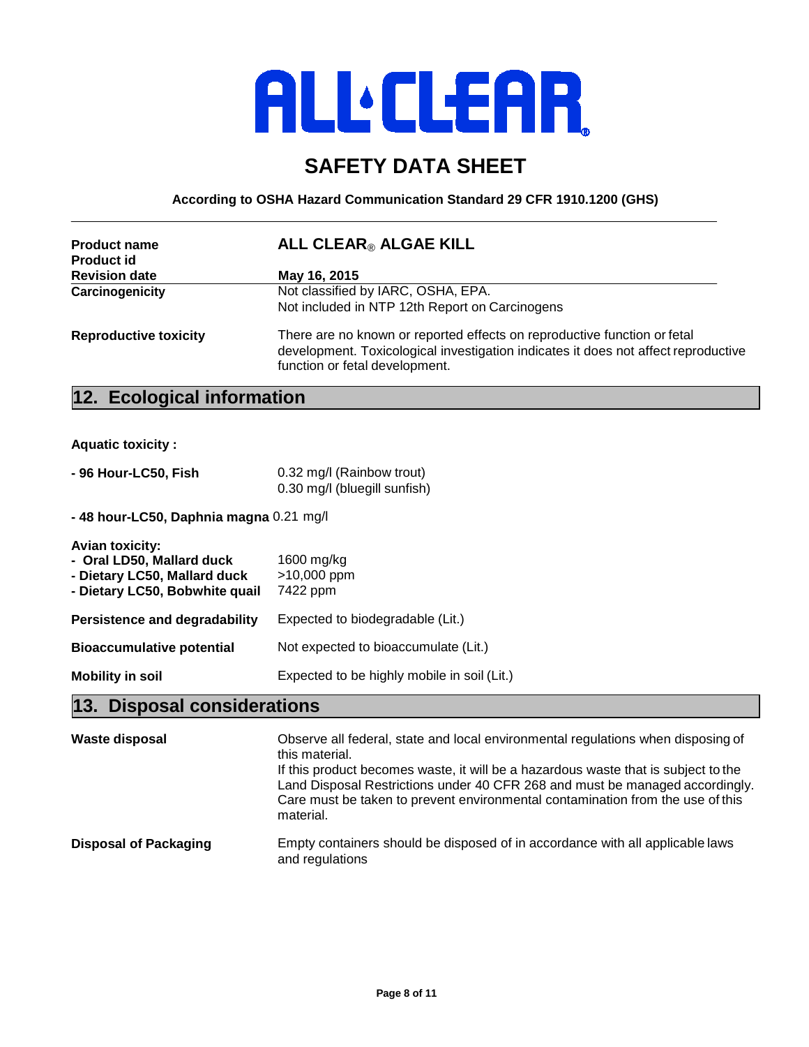# ALL CLEAR®

## SAFETY DATA SHEET

**According to OSHA Hazard Communication Standard 29 CFR 1910.1200 (GHS)**

| | |
|---|---|
| **Product name** | **ALL CLEAR® ALGAE KILL** |
| **Product id** | |
| **Revision date** | **May 16, 2015** |
| **Carcinogenicity** | Not classified by IARC, OSHA, EPA.<br>Not included in NTP 12th Report on Carcinogens |
| **Reproductive toxicity** | There are no known or reported effects on reproductive function or fetal development. Toxicological investigation indicates it does not affect reproductive function or fetal development. |

## 12. Ecological information

**Aquatic toxicity :**

| | |
|---|---|
| **- 96 Hour-LC50, Fish** | 0.32 mg/l (Rainbow trout)<br>0.30 mg/l (bluegill sunfish) |
| **- 48 hour-LC50, Daphnia magna** | 0.21 mg/l |

**Avian toxicity:**

| | |
|---|---|
| **- Oral LD50, Mallard duck** | 1600 mg/kg |
| **- Dietary LC50, Mallard duck** | >10,000 ppm |
| **- Dietary LC50, Bobwhite quail** | 7422 ppm |

| | |
|---|---|
| **Persistence and degradability** | Expected to biodegradable (Lit.) |
| **Bioaccumulative potential** | Not expected to bioaccumulate (Lit.) |
| **Mobility in soil** | Expected to be highly mobile in soil (Lit.) |

## 13. Disposal considerations

| | |
|---|---|
| **Waste disposal** | Observe all federal, state and local environmental regulations when disposing of this material.<br>If this product becomes waste, it will be a hazardous waste that is subject to the Land Disposal Restrictions under 40 CFR 268 and must be managed accordingly. Care must be taken to prevent environmental contamination from the use of this material. |
| **Disposal of Packaging** | Empty containers should be disposed of in accordance with all applicable laws and regulations |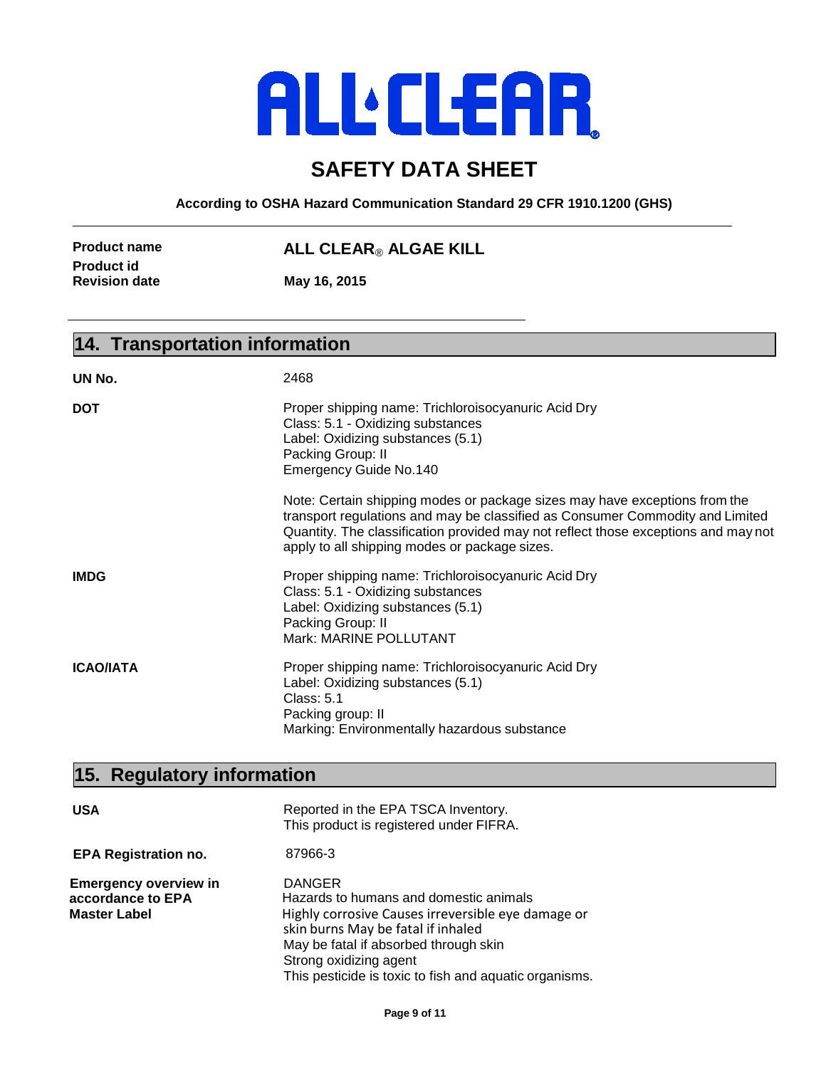ALL CLEAR

# SAFETY DATA SHEET

**According to OSHA Hazard Communication Standard 29 CFR 1910.1200 (GHS)**

| | |
|---|---|
| **Product name** | **ALL CLEAR® ALGAE KILL** |
| **Product id** | |
| **Revision date** | **May 16, 2015** |

## 14. Transportation information

**UN No.** 2468

**DOT**

Proper shipping name: Trichloroisocyanuric Acid Dry
Class: 5.1 - Oxidizing substances
Label: Oxidizing substances (5.1)
Packing Group: II
Emergency Guide No.140

Note: Certain shipping modes or package sizes may have exceptions from the transport regulations and may be classified as Consumer Commodity and Limited Quantity. The classification provided may not reflect those exceptions and may not apply to all shipping modes or package sizes.

**IMDG**

Proper shipping name: Trichloroisocyanuric Acid Dry
Class: 5.1 - Oxidizing substances
Label: Oxidizing substances (5.1)
Packing Group: II
Mark: MARINE POLLUTANT

**ICAO/IATA**

Proper shipping name: Trichloroisocyanuric Acid Dry
Label: Oxidizing substances (5.1)
Class: 5.1
Packing group: II
Marking: Environmentally hazardous substance

## 15. Regulatory information

**USA**

Reported in the EPA TSCA Inventory.
This product is registered under FIFRA.

**EPA Registration no.** 87966-3

**Emergency overview in accordance to EPA Master Label**

DANGER
Hazards to humans and domestic animals
Highly corrosive Causes irreversible eye damage or skin burns May be fatal if inhaled
May be fatal if absorbed through skin
Strong oxidizing agent
This pesticide is toxic to fish and aquatic organisms.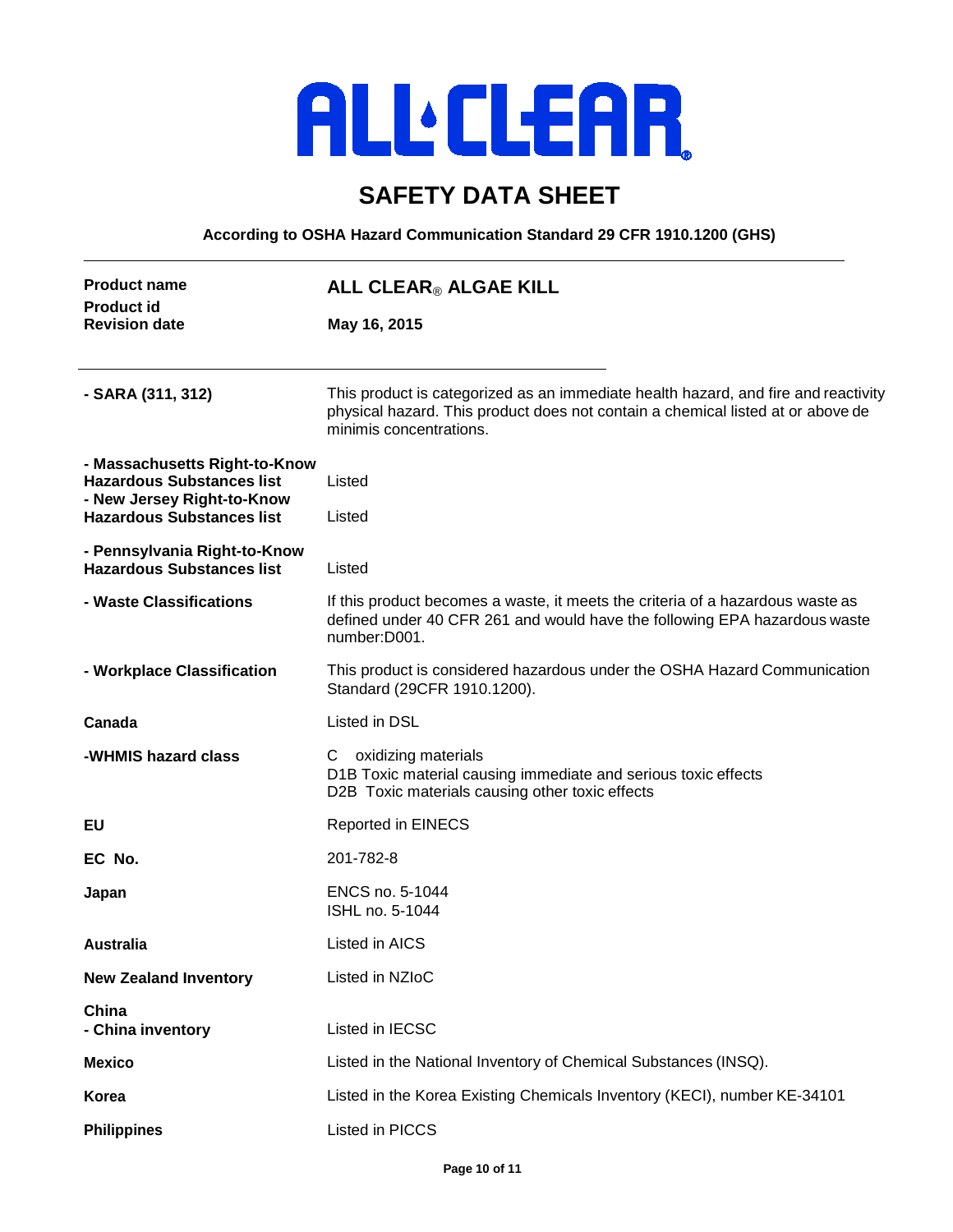# ALL·CLEAR®

## SAFETY DATA SHEET

**According to OSHA Hazard Communication Standard 29 CFR 1910.1200 (GHS)**

---

| | |
|---|---|
| **Product name** | **ALL CLEAR® ALGAE KILL** |
| **Product id** | |
| **Revision date** | **May 16, 2015** |

---

| | |
|---|---|
| **- SARA (311, 312)** | This product is categorized as an immediate health hazard, and fire and reactivity physical hazard. This product does not contain a chemical listed at or above de minimis concentrations. |
| **- Massachusetts Right-to-Know Hazardous Substances list** | Listed |
| **- New Jersey Right-to-Know Hazardous Substances list** | Listed |
| **- Pennsylvania Right-to-Know Hazardous Substances list** | Listed |
| **- Waste Classifications** | If this product becomes a waste, it meets the criteria of a hazardous waste as defined under 40 CFR 261 and would have the following EPA hazardous waste number:D001. |
| **- Workplace Classification** | This product is considered hazardous under the OSHA Hazard Communication Standard (29CFR 1910.1200). |
| **Canada** | Listed in DSL |
| **-WHMIS hazard class** | C oxidizing materials<br>D1B Toxic material causing immediate and serious toxic effects<br>D2B Toxic materials causing other toxic effects |
| **EU** | Reported in EINECS |
| **EC No.** | 201-782-8 |
| **Japan** | ENCS no. 5-1044<br>ISHL no. 5-1044 |
| **Australia** | Listed in AICS |
| **New Zealand Inventory** | Listed in NZIoC |
| **China**<br>**- China inventory** | Listed in IECSC |
| **Mexico** | Listed in the National Inventory of Chemical Substances (INSQ). |
| **Korea** | Listed in the Korea Existing Chemicals Inventory (KECI), number KE-34101 |
| **Philippines** | Listed in PICCS |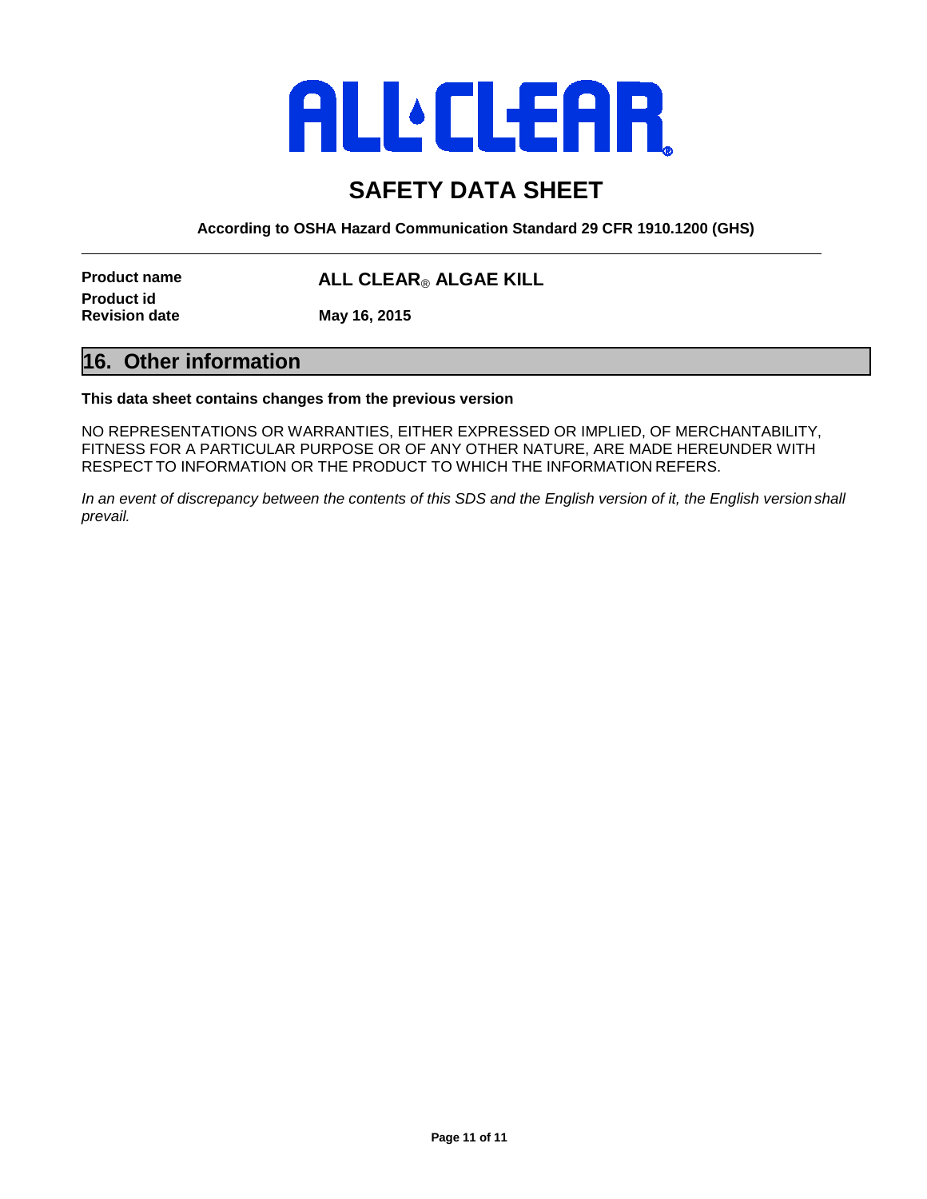ALL CLEAR

# SAFETY DATA SHEET

**According to OSHA Hazard Communication Standard 29 CFR 1910.1200 (GHS)**

| | |
|---|---|
| **Product name** | **ALL CLEAR® ALGAE KILL** |
| **Product id** | |
| **Revision date** | **May 16, 2015** |

## 16. Other information

**This data sheet contains changes from the previous version**

NO REPRESENTATIONS OR WARRANTIES, EITHER EXPRESSED OR IMPLIED, OF MERCHANTABILITY, FITNESS FOR A PARTICULAR PURPOSE OR OF ANY OTHER NATURE, ARE MADE HEREUNDER WITH RESPECT TO INFORMATION OR THE PRODUCT TO WHICH THE INFORMATION REFERS.

*In an event of discrepancy between the contents of this SDS and the English version of it, the English version shall prevail.*